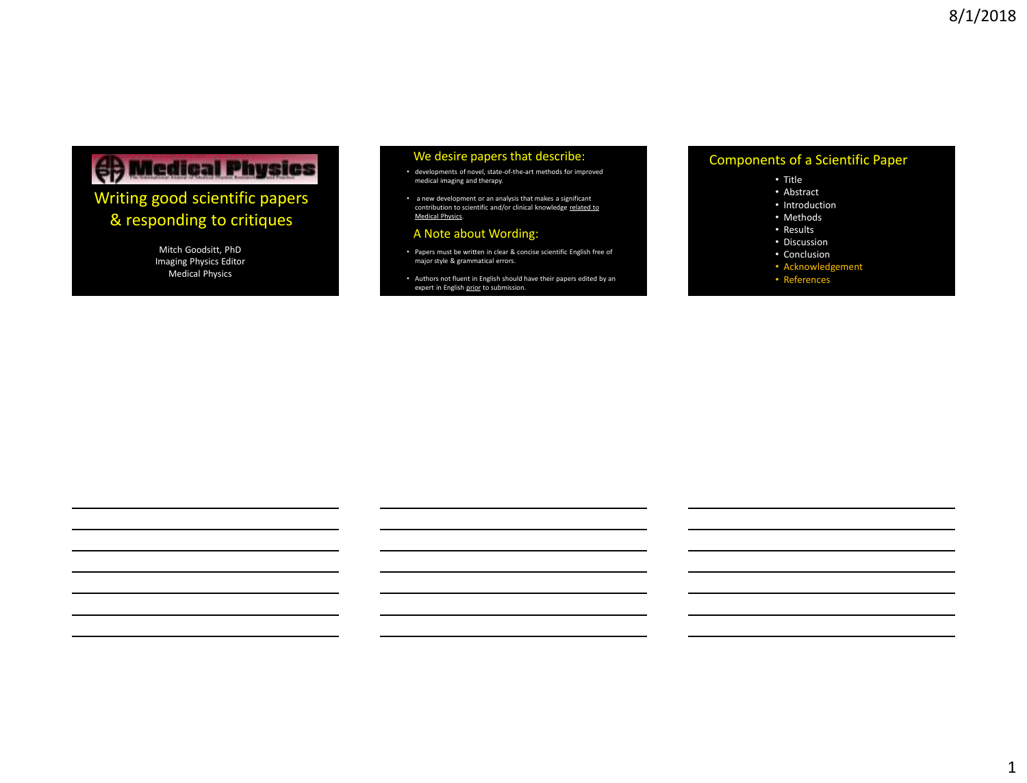# Writing good scientific papers & responding to critiques

Mitch Goodsitt, PhD
Imaging Physics Editor
Medical Physics

## We desire papers that describe:

- developments of novel, state-of-the-art methods for improved medical imaging and therapy.
- a new development or an analysis that makes a significant contribution to scientific and/or clinical knowledge related to Medical Physics.

## A Note about Wording:

- Papers must be written in clear & concise scientific English free of major style & grammatical errors.
- Authors not fluent in English should have their papers edited by an expert in English prior to submission.

## Components of a Scientific Paper

- Title
- Abstract
- Introduction
- Methods
- Results
- Discussion
- Conclusion
- Acknowledgement
- References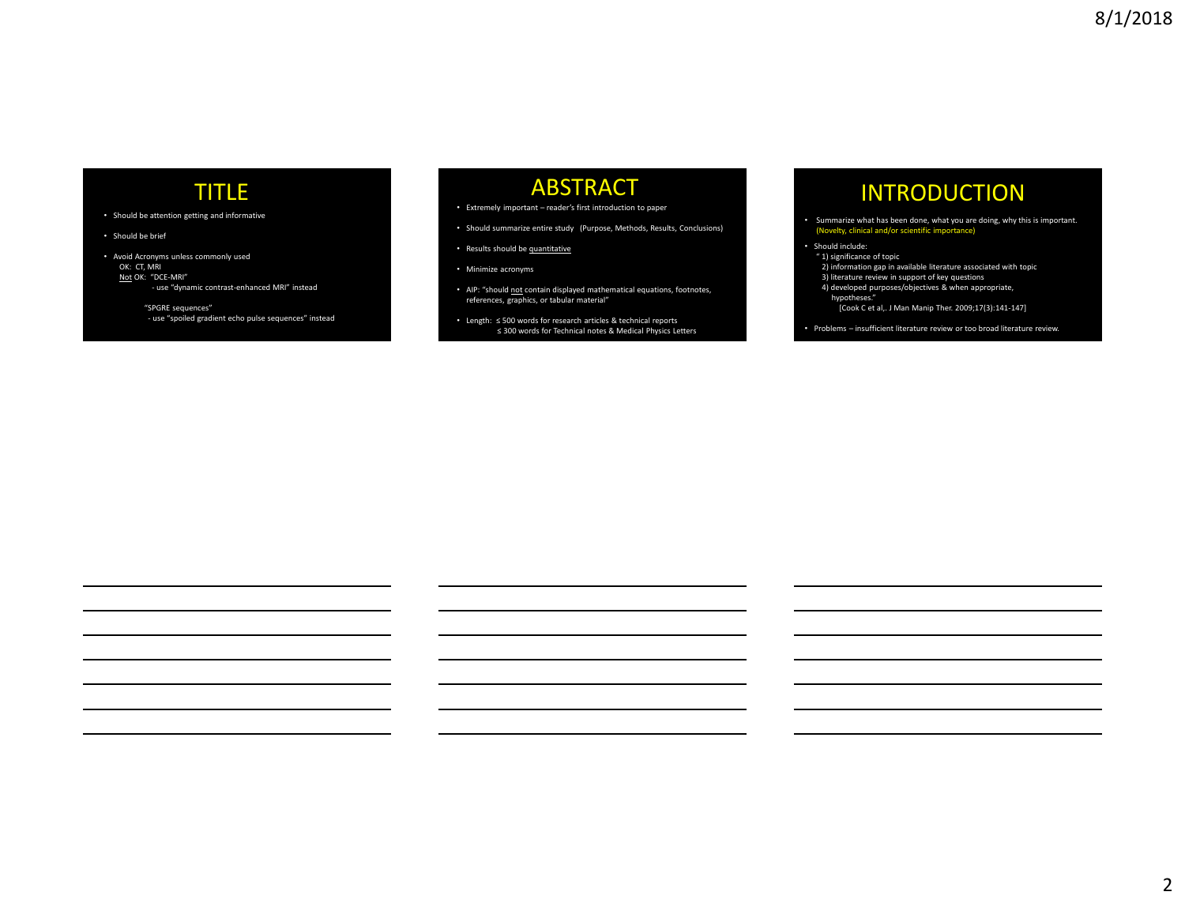# TITLE

- Should be attention getting and informative
- Should be brief
- Avoid Acronyms unless commonly used
  - OK: CT, MRI
  - Not OK: "DCE-MRI"
    - use "dynamic contrast-enhanced MRI" instead
  - "SPGRE sequences"
    - use "spoiled gradient echo pulse sequences" instead

# ABSTRACT

- Extremely important – reader's first introduction to paper
- Should summarize entire study (Purpose, Methods, Results, Conclusions)
- Results should be quantitative
- Minimize acronyms
- AIP: "should not contain displayed mathematical equations, footnotes, references, graphics, or tabular material"
- Length: ≤ 500 words for research articles & technical reports
  - ≤ 300 words for Technical notes & Medical Physics Letters

# INTRODUCTION

- Summarize what has been done, what you are doing, why this is important. (Novelty, clinical and/or scientific importance)
- Should include:
  - " 1) significance of topic
  - 2) information gap in available literature associated with topic
  - 3) literature review in support of key questions
  - 4) developed purposes/objectives & when appropriate, hypotheses."
  - [Cook C et al,. J Man Manip Ther. 2009;17(3):141-147]
- Problems – insufficient literature review or too broad literature review.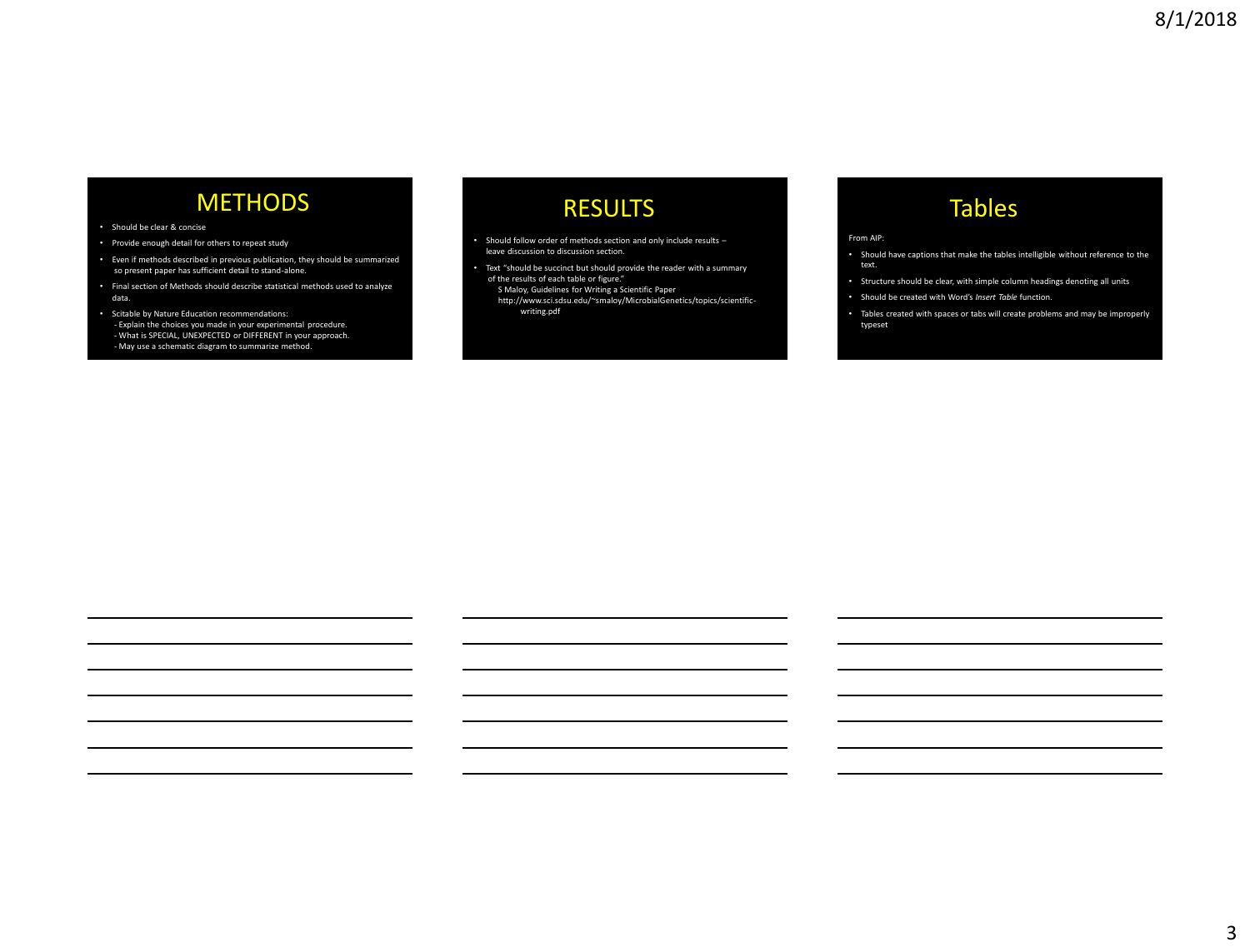## METHODS

- Should be clear & concise
- Provide enough detail for others to repeat study
- Even if methods described in previous publication, they should be summarized so present paper has sufficient detail to stand-alone.
- Final section of Methods should describe statistical methods used to analyze data.
- Scitable by Nature Education recommendations:
  - Explain the choices you made in your experimental procedure.
  - What is SPECIAL, UNEXPECTED or DIFFERENT in your approach.
  - May use a schematic diagram to summarize method.

## RESULTS

- Should follow order of methods section and only include results – leave discussion to discussion section.
- Text "should be succinct but should provide the reader with a summary of the results of each table or figure."
  S Maloy, Guidelines for Writing a Scientific Paper
  http://www.sci.sdsu.edu/~smaloy/MicrobialGenetics/topics/scientific-writing.pdf

## Tables

From AIP:

- Should have captions that make the tables intelligible without reference to the text.
- Structure should be clear, with simple column headings denoting all units
- Should be created with Word's *Insert Table* function.
- Tables created with spaces or tabs will create problems and may be improperly typeset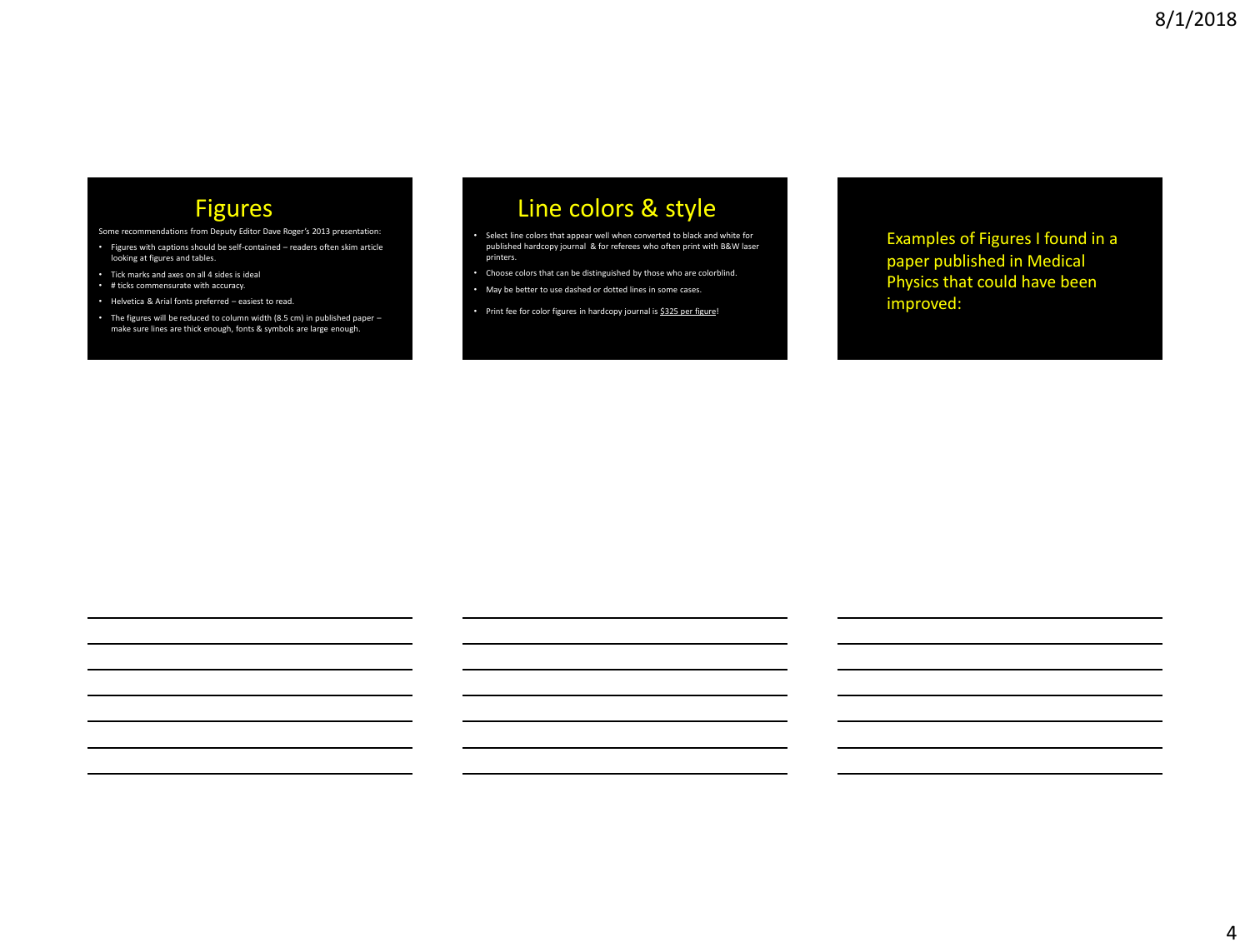## Figures

Some recommendations from Deputy Editor Dave Roger's 2013 presentation:

- Figures with captions should be self-contained – readers often skim article looking at figures and tables.
- Tick marks and axes on all 4 sides is ideal
- # ticks commensurate with accuracy.
- Helvetica & Arial fonts preferred – easiest to read.
- The figures will be reduced to column width (8.5 cm) in published paper – make sure lines are thick enough, fonts & symbols are large enough.

## Line colors & style

- Select line colors that appear well when converted to black and white for published hardcopy journal & for referees who often print with B&W laser printers.
- Choose colors that can be distinguished by those who are colorblind.
- May be better to use dashed or dotted lines in some cases.
- Print fee for color figures in hardcopy journal is $325 per figure!

Examples of Figures I found in a paper published in Medical Physics that could have been improved: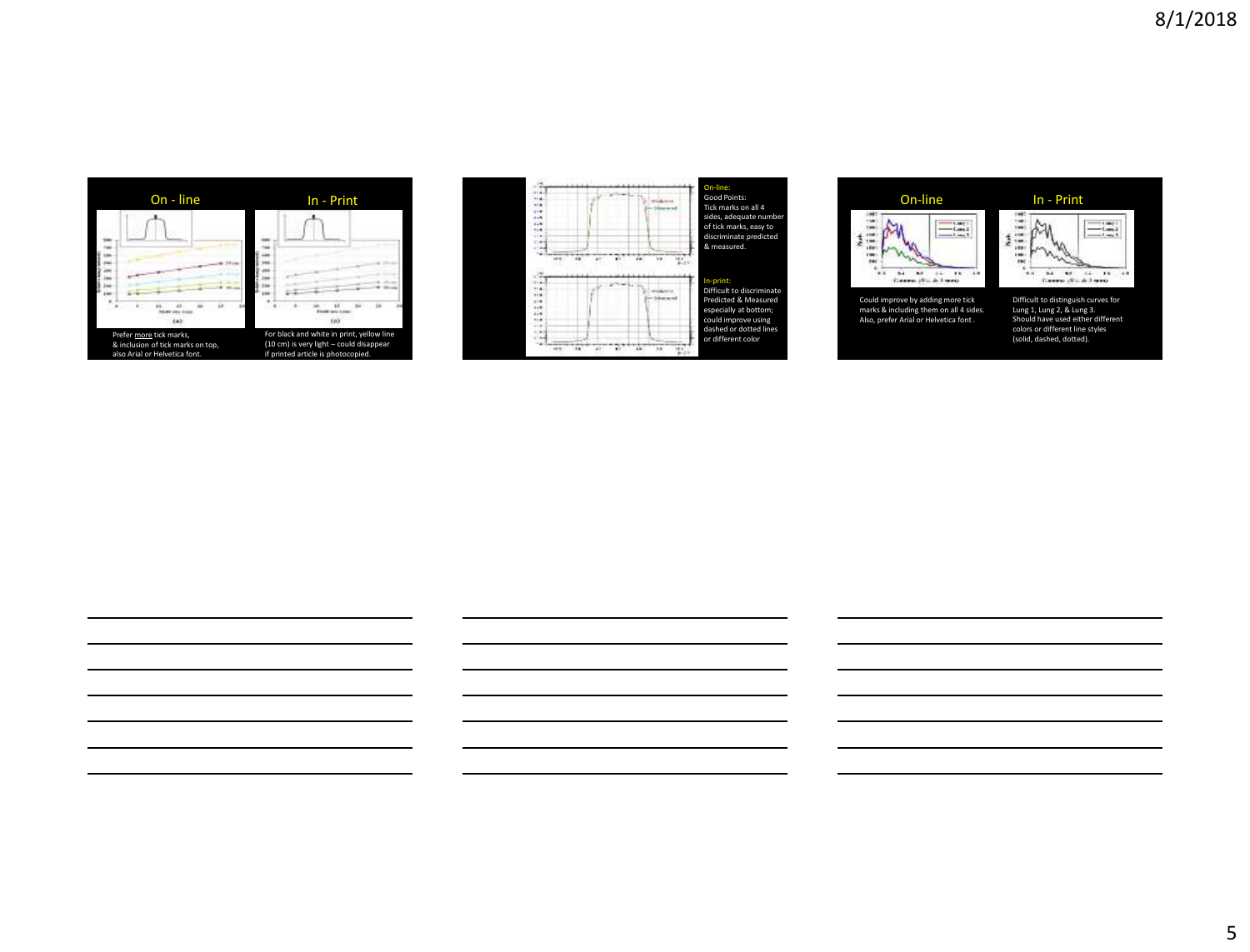## On - line

## In - Print

Prefer more tick marks, & inclusion of tick marks on top, also Arial or Helvetica font.

For black and white in print, yellow line (10 cm) is very light – could disappear if printed article is photocopied.

On-line:
Good Points:
Tick marks on all 4 sides, adequate number of tick marks, easy to discriminate predicted & measured.

In-print:
Difficult to discriminate Predicted & Measured especially at bottom; could improve using dashed or dotted lines or different color

## On-line

## In - Print

Could improve by adding more tick marks & including them on all 4 sides. Also, prefer Arial or Helvetica font.

Difficult to distinguish curves for Lung 1, Lung 2, & Lung 3. Should have used either different colors or different line styles (solid, dashed, dotted).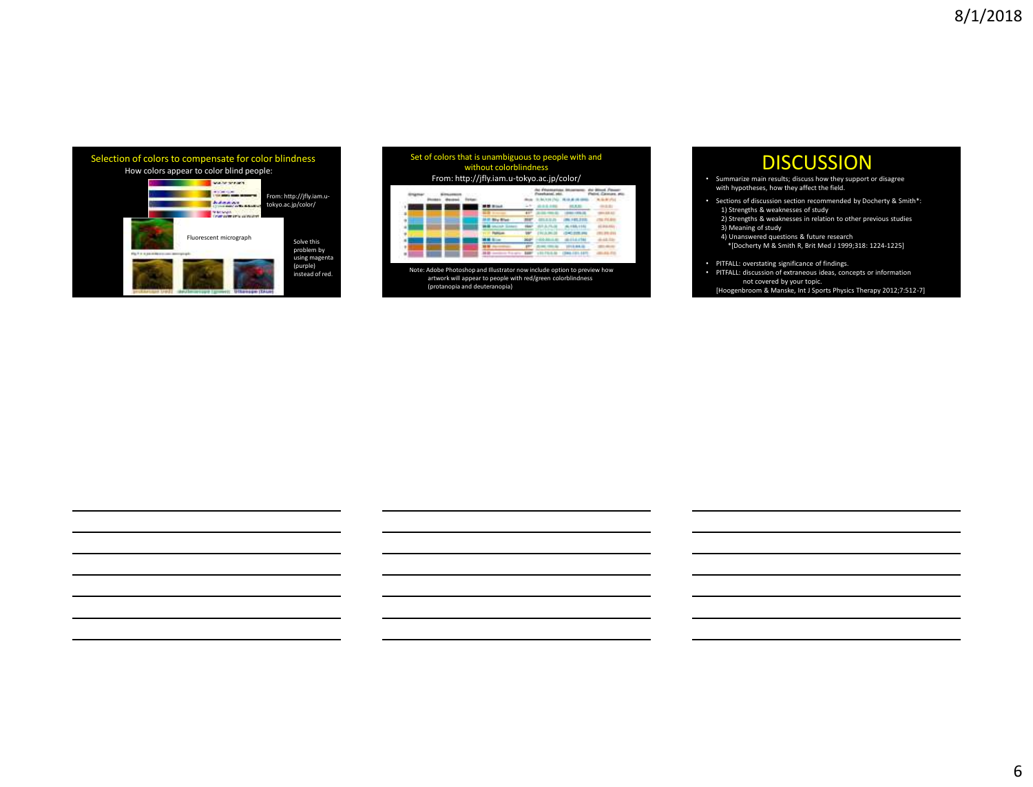## Selection of colors to compensate for color blindness

How colors appear to color blind people:

From: http://jfly.iam.u-tokyo.ac.jp/color/

Fluorescent micrograph

Solve this problem by using magenta (purple) instead of red.

## Set of colors that is unambiguous to people with and without colorblindness

From: http://jfly.iam.u-tokyo.ac.jp/color/

Note: Adobe Photoshop and Illustrator now include option to preview how artwork will appear to people with red/green colorblindness (protanopia and deuteranopia)

# DISCUSSION

- Summarize main results; discuss how they support or disagree with hypotheses, how they affect the field.
- Sections of discussion section recommended by Docherty & Smith*:
  1) Strengths & weaknesses of study
  2) Strengths & weaknesses in relation to other previous studies
  3) Meaning of study
  4) Unanswered questions & future research
     *[Docherty M & Smith R, Brit Med J 1999;318: 1224-1225]
- PITFALL: overstating significance of findings.
- PITFALL: discussion of extraneous ideas, concepts or information not covered by your topic.
  [Hoogenbroom & Manske, Int J Sports Physics Therapy 2012;7:512-7]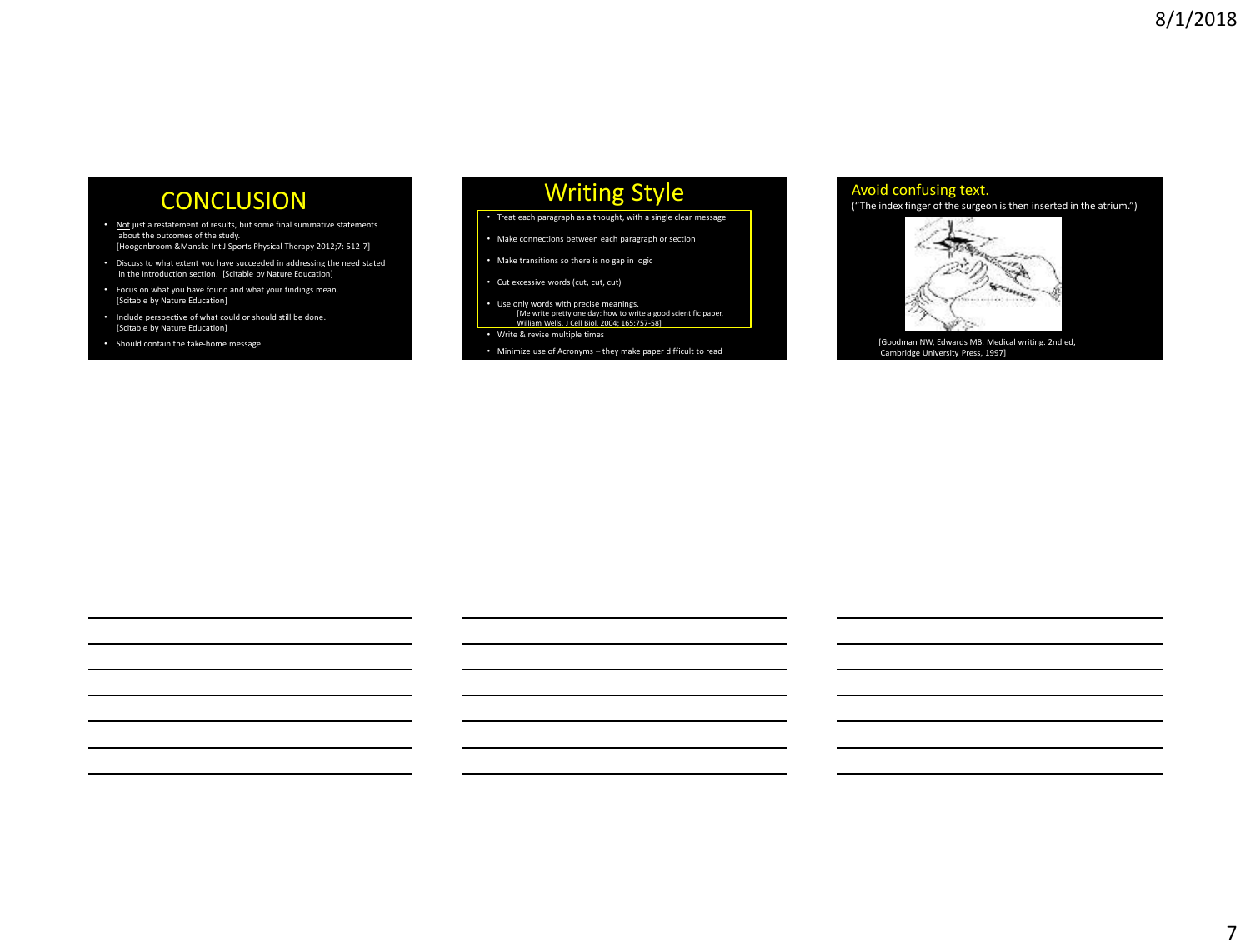## CONCLUSION

- Not just a restatement of results, but some final summative statements about the outcomes of the study.
  [Hoogenbroom &Manske Int J Sports Physical Therapy 2012;7: 512-7]
- Discuss to what extent you have succeeded in addressing the need stated in the Introduction section. [Scitable by Nature Education]
- Focus on what you have found and what your findings mean.
  [Scitable by Nature Education]
- Include perspective of what could or should still be done.
  [Scitable by Nature Education]
- Should contain the take-home message.

## Writing Style

- Treat each paragraph as a thought, with a single clear message
- Make connections between each paragraph or section
- Make transitions so there is no gap in logic
- Cut excessive words (cut, cut, cut)
- Use only words with precise meanings.
  [Me write pretty one day: how to write a good scientific paper, William Wells, J Cell Biol. 2004; 165:757-58]
- Write & revise multiple times
- Minimize use of Acronyms – they make paper difficult to read

## Avoid confusing text.

("The index finger of the surgeon is then inserted in the atrium.")

[Goodman NW, Edwards MB. Medical writing. 2nd ed, Cambridge University Press, 1997]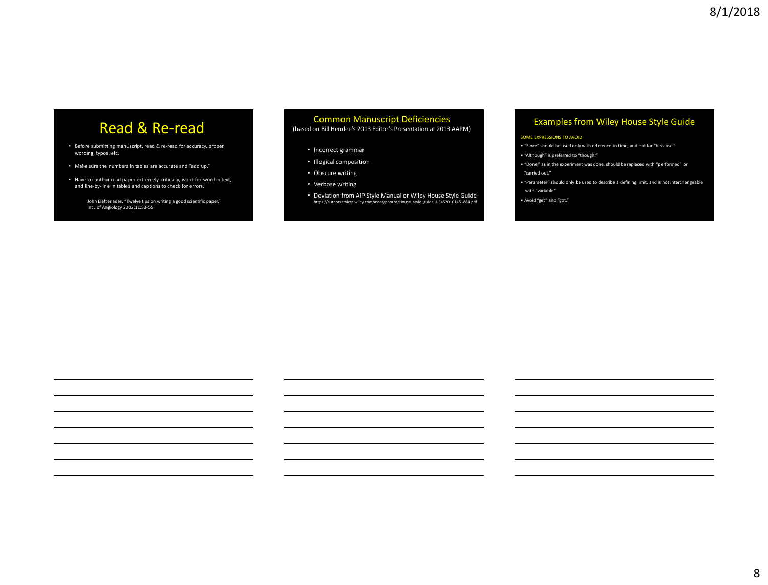## Read & Re-read

- Before submitting manuscript, read & re-read for accuracy, proper wording, typos, etc.
- Make sure the numbers in tables are accurate and "add up."
- Have co-author read paper extremely critically, word-for-word in text, and line-by-line in tables and captions to check for errors.

John Elefteriades, "Twelve tips on writing a good scientific paper," Int J of Angiology 2002;11:53-55

## Common Manuscript Deficiencies

(based on Bill Hendee's 2013 Editor's Presentation at 2013 AAPM)

- Incorrect grammar
- Illogical composition
- Obscure writing
- Verbose writing
- Deviation from AIP Style Manual or Wiley House Style Guide https://authorservices.wiley.com/asset/photos/House_style_guide_US4520101451884.pdf

## Examples from Wiley House Style Guide

SOME EXPRESSIONS TO AVOID

- "Since" should be used only with reference to time, and not for "because."
- "Although" is preferred to "though."
- "Done," as in the experiment was done, should be replaced with "performed" or "carried out."
- "Parameter" should only be used to describe a defining limit, and is not interchangeable with "variable."
- Avoid "get" and "got."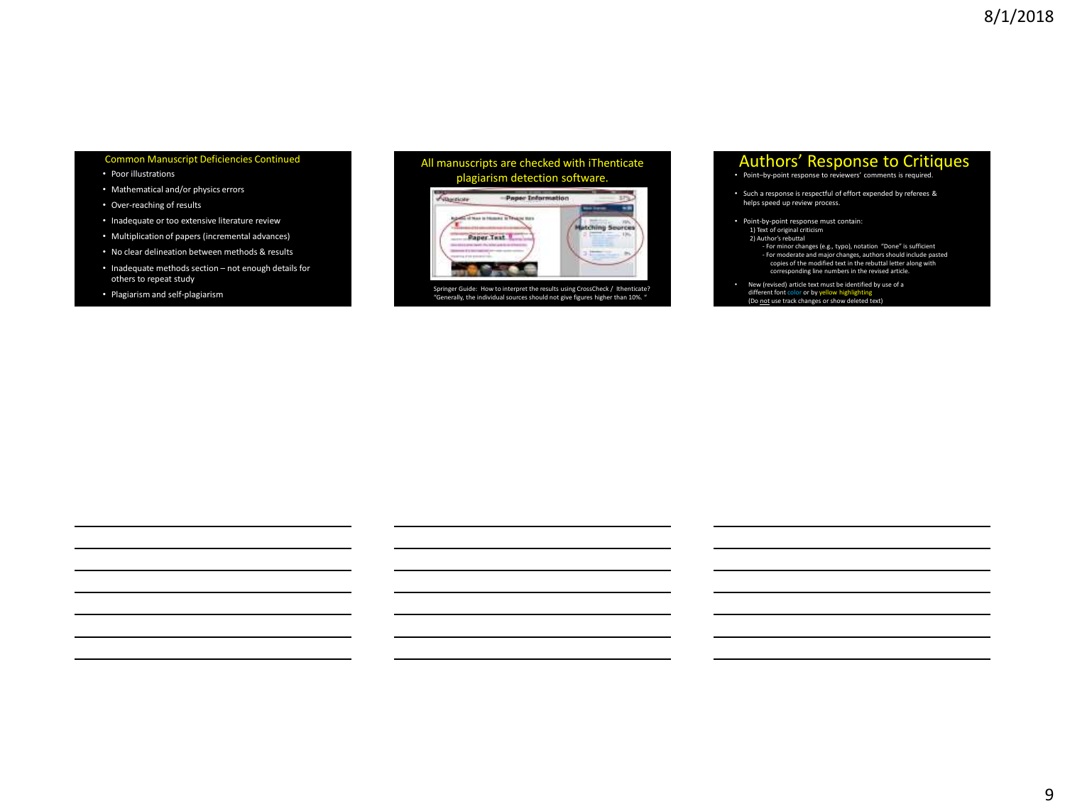## Common Manuscript Deficiencies Continued

- Poor illustrations
- Mathematical and/or physics errors
- Over-reaching of results
- Inadequate or too extensive literature review
- Multiplication of papers (incremental advances)
- No clear delineation between methods & results
- Inadequate methods section – not enough details for others to repeat study
- Plagiarism and self-plagiarism

## All manuscripts are checked with iThenticate plagiarism detection software.

Springer Guide: How to interpret the results using CrossCheck / Ithenticate? "Generally, the individual sources should not give figures higher than 10%. "

## Authors' Response to Critiques

- Point–by-point response to reviewers' comments is required.
- Such a response is respectful of effort expended by referees & helps speed up review process.
- Point-by-point response must contain:
  1) Text of original criticism
  2) Author's rebuttal
     - For minor changes (e.g., typo), notation "Done" is sufficient
     - For moderate and major changes, authors should include pasted copies of the modified text in the rebuttal letter along with corresponding line numbers in the revised article.
- New (revised) article text must be identified by use of a different font color or by yellow highlighting (Do not use track changes or show deleted text)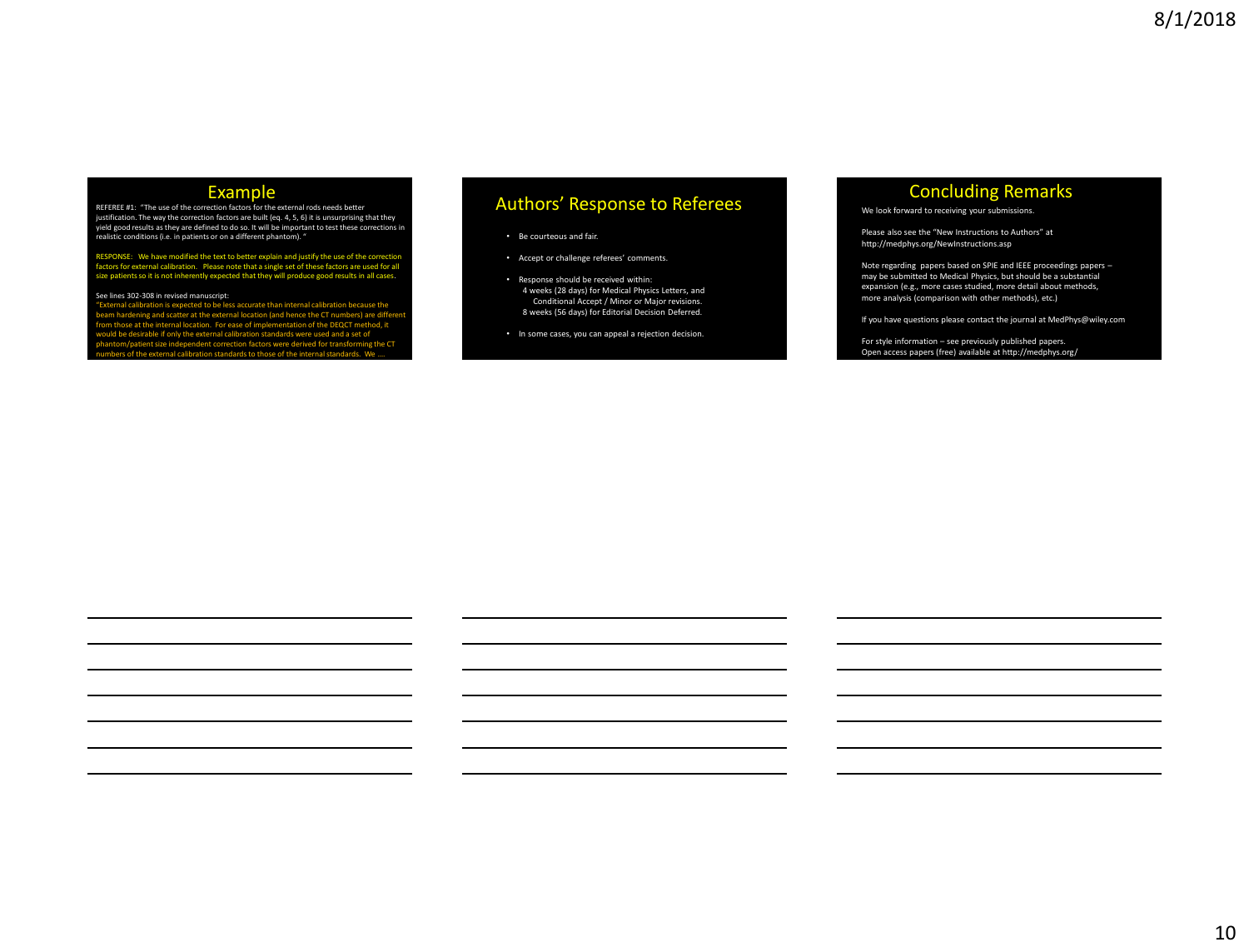## Example

REFEREE #1: "The use of the correction factors for the external rods needs better justification. The way the correction factors are built (eq. 4, 5, 6) it is unsurprising that they yield good results as they are defined to do so. It will be important to test these corrections in realistic conditions (i.e. in patients or on a different phantom). "

RESPONSE: We have modified the text to better explain and justify the use of the correction factors for external calibration. Please note that a single set of these factors are used for all size patients so it is not inherently expected that they will produce good results in all cases.

See lines 302-308 in revised manuscript:

"External calibration is expected to be less accurate than internal calibration because the beam hardening and scatter at the external location (and hence the CT numbers) are different from those at the internal location. For ease of implementation of the DEQCT method, it would be desirable if only the external calibration standards were used and a set of phantom/patient size independent correction factors were derived for transforming the CT numbers of the external calibration standards to those of the internal standards. We ….

## Authors' Response to Referees

- Be courteous and fair.
- Accept or challenge referees' comments.
- Response should be received within:
  4 weeks (28 days) for Medical Physics Letters, and
  Conditional Accept / Minor or Major revisions.
  8 weeks (56 days) for Editorial Decision Deferred.
- In some cases, you can appeal a rejection decision.

## Concluding Remarks

We look forward to receiving your submissions.

Please also see the "New Instructions to Authors" at http://medphys.org/NewInstructions.asp

Note regarding papers based on SPIE and IEEE proceedings papers – may be submitted to Medical Physics, but should be a substantial expansion (e.g., more cases studied, more detail about methods, more analysis (comparison with other methods), etc.)

If you have questions please contact the journal at MedPhys@wiley.com

For style information – see previously published papers.
Open access papers (free) available at http://medphys.org/